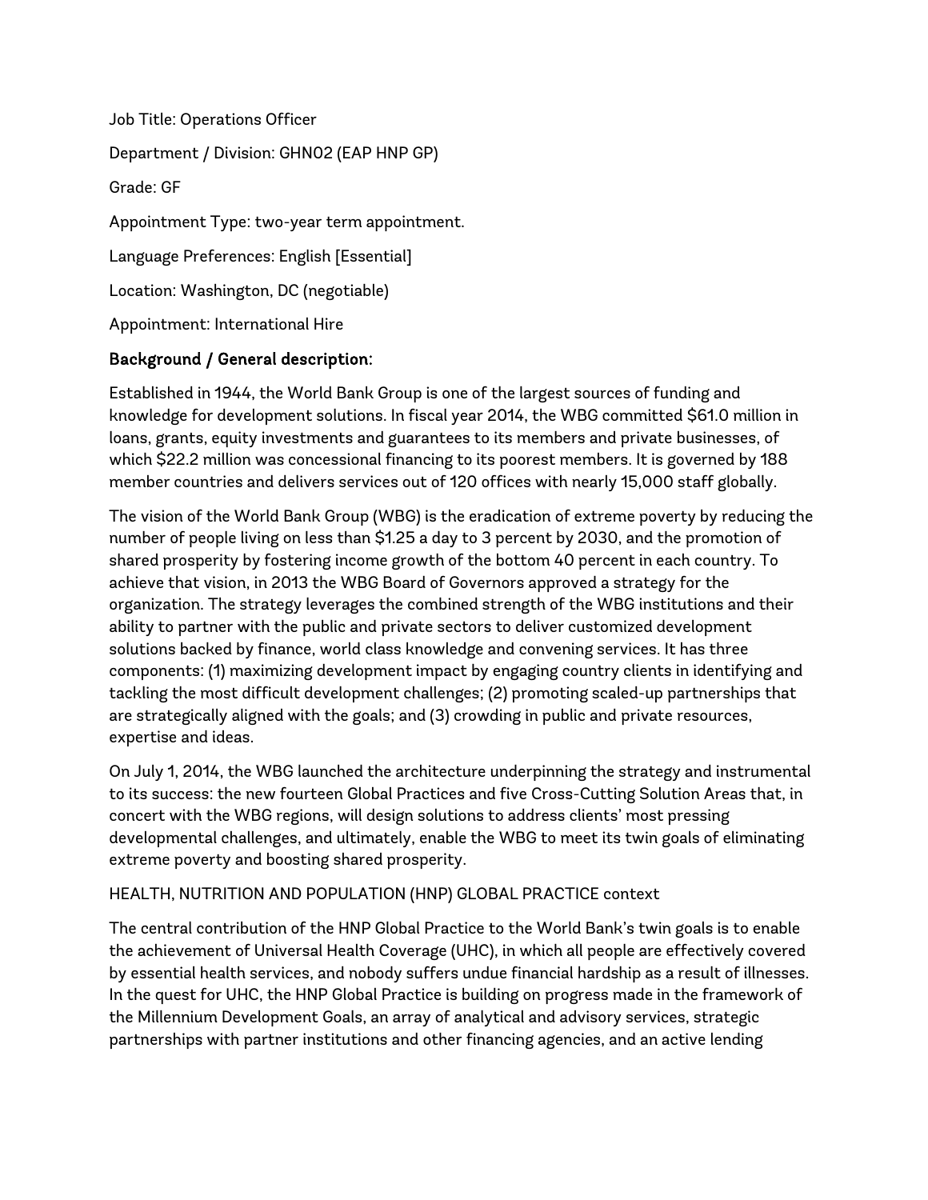Job Title: Operations Officer

Department / Division: GHN02 (EAP HNP GP)

Grade: GF

Appointment Type: two-year term appointment.

Language Preferences: English [Essential]

Location: Washington, DC (negotiable)

Appointment: International Hire

## Background / General description:

Established in 1944, the World Bank Group is one of the largest sources of funding and knowledge for development solutions. In fiscal year 2014, the WBG committed $61.0 million in loans, grants, equity investments and guarantees to its members and private businesses, of which $22.2 million was concessional financing to its poorest members. It is governed by 188 member countries and delivers services out of 120 offices with nearly 15,000 staff globally.

The vision of the World Bank Group (WBG) is the eradication of extreme poverty by reducing the number of people living on less than $1.25 a day to 3 percent by 2030, and the promotion of shared prosperity by fostering income growth of the bottom 40 percent in each country. To achieve that vision, in 2013 the WBG Board of Governors approved a strategy for the organization. The strategy leverages the combined strength of the WBG institutions and their ability to partner with the public and private sectors to deliver customized development solutions backed by finance, world class knowledge and convening services. It has three components: (1) maximizing development impact by engaging country clients in identifying and tackling the most difficult development challenges; (2) promoting scaled-up partnerships that are strategically aligned with the goals; and (3) crowding in public and private resources, expertise and ideas.

On July 1, 2014, the WBG launched the architecture underpinning the strategy and instrumental to its success: the new fourteen Global Practices and five Cross-Cutting Solution Areas that, in concert with the WBG regions, will design solutions to address clients' most pressing developmental challenges, and ultimately, enable the WBG to meet its twin goals of eliminating extreme poverty and boosting shared prosperity.

HEALTH, NUTRITION AND POPULATION (HNP) GLOBAL PRACTICE context

The central contribution of the HNP Global Practice to the World Bank's twin goals is to enable the achievement of Universal Health Coverage (UHC), in which all people are effectively covered by essential health services, and nobody suffers undue financial hardship as a result of illnesses. In the quest for UHC, the HNP Global Practice is building on progress made in the framework of the Millennium Development Goals, an array of analytical and advisory services, strategic partnerships with partner institutions and other financing agencies, and an active lending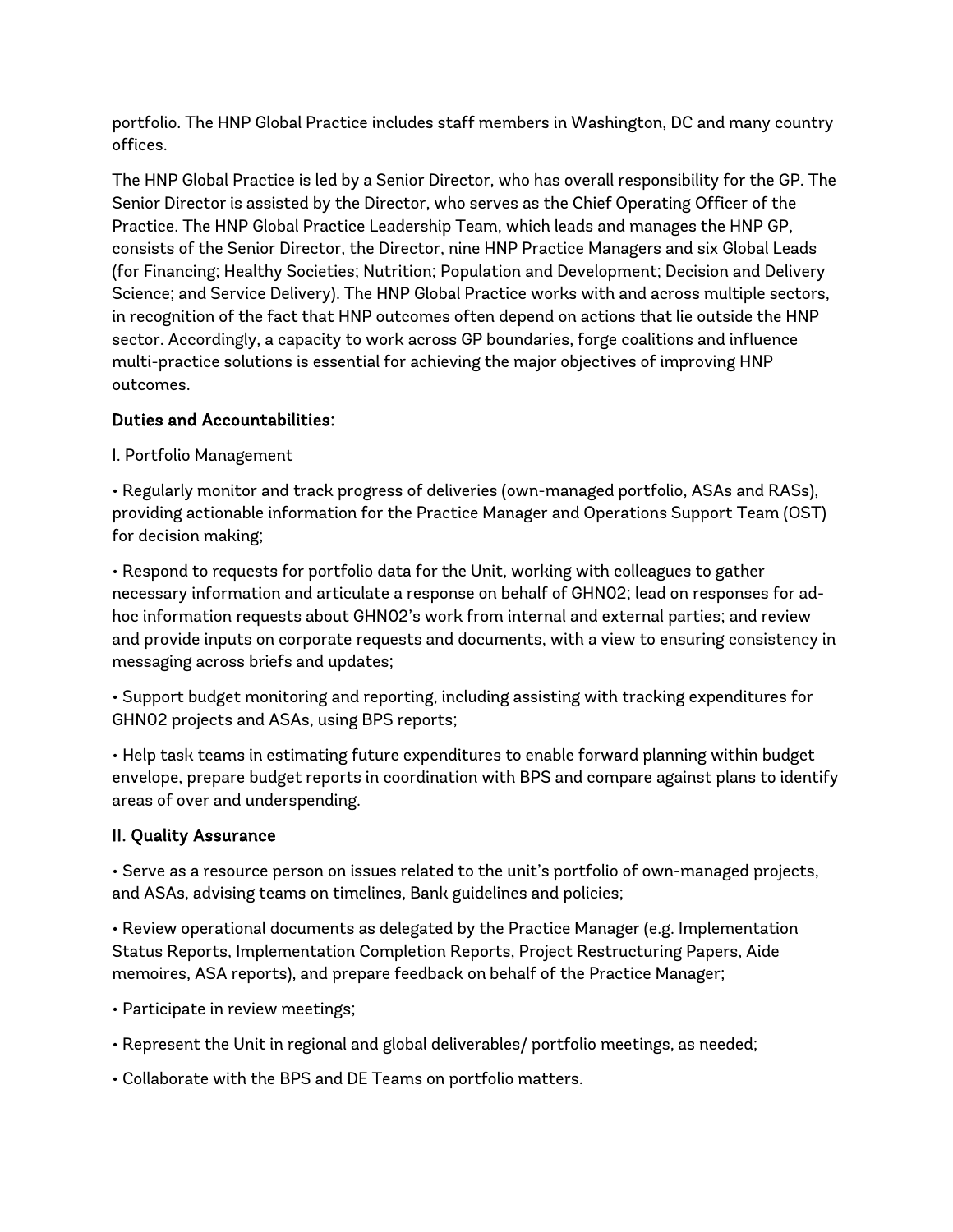portfolio. The HNP Global Practice includes staff members in Washington, DC and many country offices.

The HNP Global Practice is led by a Senior Director, who has overall responsibility for the GP. The Senior Director is assisted by the Director, who serves as the Chief Operating Officer of the Practice. The HNP Global Practice Leadership Team, which leads and manages the HNP GP, consists of the Senior Director, the Director, nine HNP Practice Managers and six Global Leads (for Financing; Healthy Societies; Nutrition; Population and Development; Decision and Delivery Science; and Service Delivery). The HNP Global Practice works with and across multiple sectors, in recognition of the fact that HNP outcomes often depend on actions that lie outside the HNP sector. Accordingly, a capacity to work across GP boundaries, forge coalitions and influence multi-practice solutions is essential for achieving the major objectives of improving HNP outcomes.

**Duties and Accountabilities:**

I. Portfolio Management

• Regularly monitor and track progress of deliveries (own-managed portfolio, ASAs and RASs), providing actionable information for the Practice Manager and Operations Support Team (OST) for decision making;

• Respond to requests for portfolio data for the Unit, working with colleagues to gather necessary information and articulate a response on behalf of GHN02; lead on responses for ad-hoc information requests about GHN02's work from internal and external parties; and review and provide inputs on corporate requests and documents, with a view to ensuring consistency in messaging across briefs and updates;

• Support budget monitoring and reporting, including assisting with tracking expenditures for GHN02 projects and ASAs, using BPS reports;

• Help task teams in estimating future expenditures to enable forward planning within budget envelope, prepare budget reports in coordination with BPS and compare against plans to identify areas of over and underspending.

**II. Quality Assurance**

• Serve as a resource person on issues related to the unit's portfolio of own-managed projects, and ASAs, advising teams on timelines, Bank guidelines and policies;

• Review operational documents as delegated by the Practice Manager (e.g. Implementation Status Reports, Implementation Completion Reports, Project Restructuring Papers, Aide memoires, ASA reports), and prepare feedback on behalf of the Practice Manager;

• Participate in review meetings;

• Represent the Unit in regional and global deliverables/ portfolio meetings, as needed;

• Collaborate with the BPS and DE Teams on portfolio matters.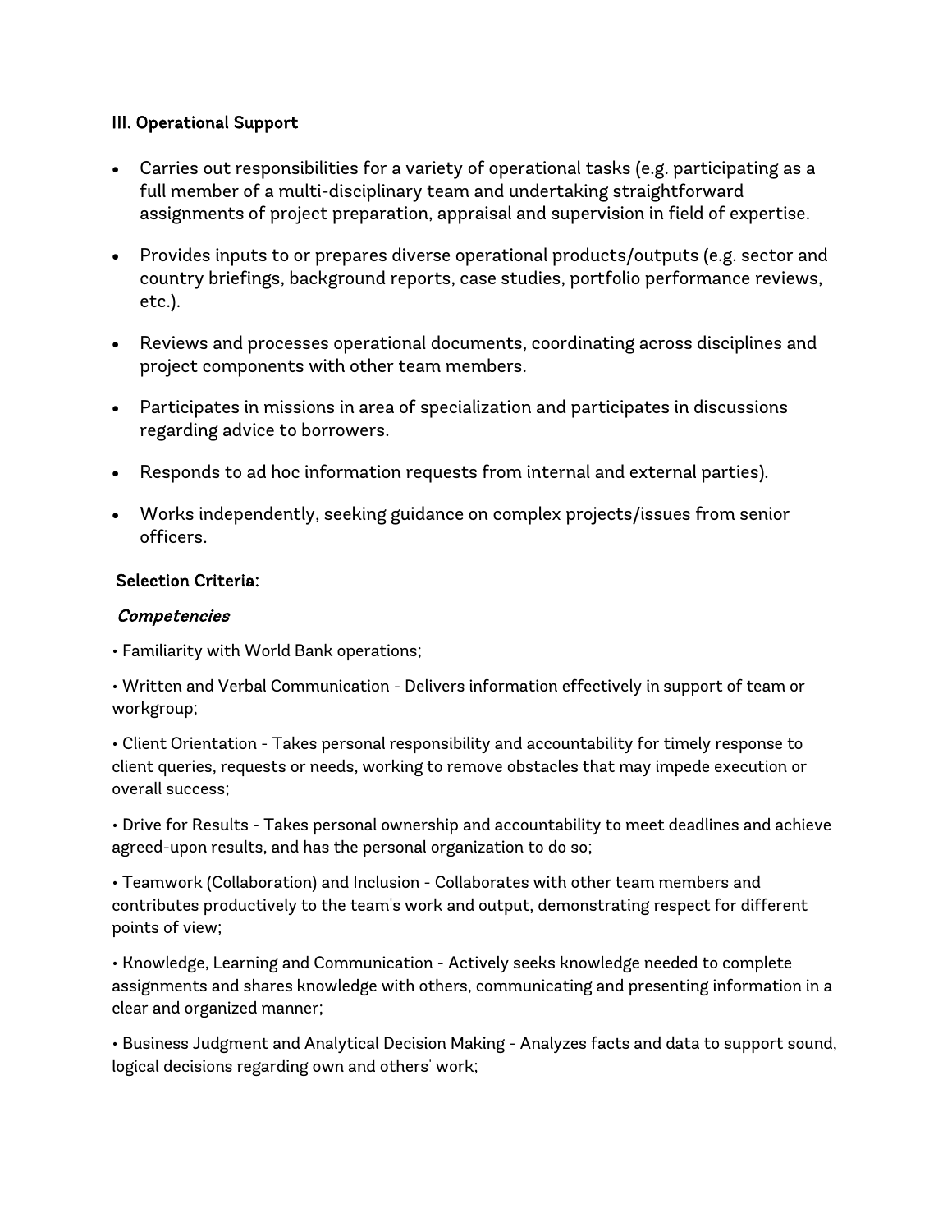**III. Operational Support**

- Carries out responsibilities for a variety of operational tasks (e.g. participating as a full member of a multi-disciplinary team and undertaking straightforward assignments of project preparation, appraisal and supervision in field of expertise.
- Provides inputs to or prepares diverse operational products/outputs (e.g. sector and country briefings, background reports, case studies, portfolio performance reviews, etc.).
- Reviews and processes operational documents, coordinating across disciplines and project components with other team members.
- Participates in missions in area of specialization and participates in discussions regarding advice to borrowers.
- Responds to ad hoc information requests from internal and external parties).
- Works independently, seeking guidance on complex projects/issues from senior officers.

**Selection Criteria:**

***Competencies***

• Familiarity with World Bank operations;

• Written and Verbal Communication - Delivers information effectively in support of team or workgroup;

• Client Orientation - Takes personal responsibility and accountability for timely response to client queries, requests or needs, working to remove obstacles that may impede execution or overall success;

• Drive for Results - Takes personal ownership and accountability to meet deadlines and achieve agreed-upon results, and has the personal organization to do so;

• Teamwork (Collaboration) and Inclusion - Collaborates with other team members and contributes productively to the team's work and output, demonstrating respect for different points of view;

• Knowledge, Learning and Communication - Actively seeks knowledge needed to complete assignments and shares knowledge with others, communicating and presenting information in a clear and organized manner;

• Business Judgment and Analytical Decision Making - Analyzes facts and data to support sound, logical decisions regarding own and others' work;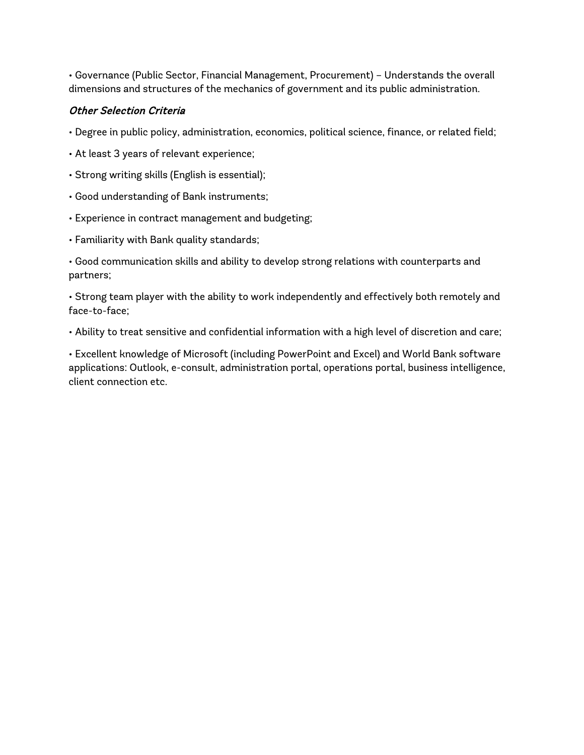• Governance (Public Sector, Financial Management, Procurement) – Understands the overall dimensions and structures of the mechanics of government and its public administration.

***Other Selection Criteria***

• Degree in public policy, administration, economics, political science, finance, or related field;

• At least 3 years of relevant experience;

• Strong writing skills (English is essential);

• Good understanding of Bank instruments;

• Experience in contract management and budgeting;

• Familiarity with Bank quality standards;

• Good communication skills and ability to develop strong relations with counterparts and partners;

• Strong team player with the ability to work independently and effectively both remotely and face-to-face;

• Ability to treat sensitive and confidential information with a high level of discretion and care;

• Excellent knowledge of Microsoft (including PowerPoint and Excel) and World Bank software applications: Outlook, e-consult, administration portal, operations portal, business intelligence, client connection etc.